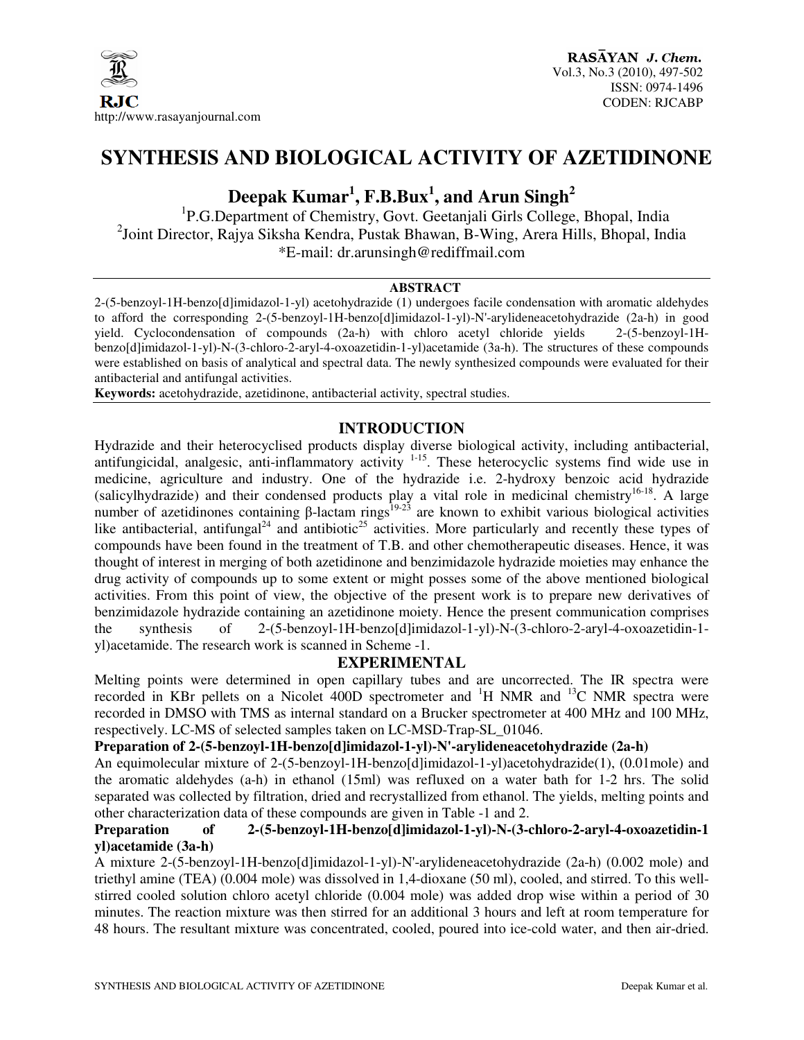# SYNTHESIS AND BIOLOGICAL ACTIVITY OF AZETIDINONE

**Deepak Kumar[1], F.B.Bux[1], and Arun Singh[2]**

[1]P.G.Department of Chemistry, Govt. Geetanjali Girls College, Bhopal, India
[2]Joint Director, Rajya Siksha Kendra, Pustak Bhawan, B-Wing, Arera Hills, Bhopal, India
*E-mail: dr.arunsingh@rediffmail.com

## ABSTRACT

2-(5-benzoyl-1H-benzo[d]imidazol-1-yl) acetohydrazide (1) undergoes facile condensation with aromatic aldehydes to afford the corresponding 2-(5-benzoyl-1H-benzo[d]imidazol-1-yl)-N'-arylideneacetohydrazide (2a-h) in good yield. Cyclocondensation of compounds (2a-h) with chloro acetyl chloride yields 2-(5-benzoyl-1H-benzo[d]imidazol-1-yl)-N-(3-chloro-2-aryl-4-oxoazetidin-1-yl)acetamide (3a-h). The structures of these compounds were established on basis of analytical and spectral data. The newly synthesized compounds were evaluated for their antibacterial and antifungal activities.

**Keywords:** acetohydrazide, azetidinone, antibacterial activity, spectral studies.

## INTRODUCTION

Hydrazide and their heterocyclised products display diverse biological activity, including antibacterial, antifungicidal, analgesic, anti-inflammatory activity [1-15]. These heterocyclic systems find wide use in medicine, agriculture and industry. One of the hydrazide i.e. 2-hydroxy benzoic acid hydrazide (salicylhydrazide) and their condensed products play a vital role in medicinal chemistry[16-18]. A large number of azetidinones containing β-lactam rings[19-23] are known to exhibit various biological activities like antibacterial, antifungal[24] and antibiotic[25] activities. More particularly and recently these types of compounds have been found in the treatment of T.B. and other chemotherapeutic diseases. Hence, it was thought of interest in merging of both azetidinone and benzimidazole hydrazide moieties may enhance the drug activity of compounds up to some extent or might posses some of the above mentioned biological activities. From this point of view, the objective of the present work is to prepare new derivatives of benzimidazole hydrazide containing an azetidinone moiety. Hence the present communication comprises the synthesis of 2-(5-benzoyl-1H-benzo[d]imidazol-1-yl)-N-(3-chloro-2-aryl-4-oxoazetidin-1-yl)acetamide. The research work is scanned in Scheme -1.

## EXPERIMENTAL

Melting points were determined in open capillary tubes and are uncorrected. The IR spectra were recorded in KBr pellets on a Nicolet 400D spectrometer and $^{1}H$ NMR and $^{13}C$ NMR spectra were recorded in DMSO with TMS as internal standard on a Brucker spectrometer at 400 MHz and 100 MHz, respectively. LC-MS of selected samples taken on LC-MSD-Trap-SL_01046.

**Preparation of 2-(5-benzoyl-1H-benzo[d]imidazol-1-yl)-N'-arylideneacetohydrazide (2a-h)**

An equimolecular mixture of 2-(5-benzoyl-1H-benzo[d]imidazol-1-yl)acetohydrazide(1), (0.01mole) and the aromatic aldehydes (a-h) in ethanol (15ml) was refluxed on a water bath for 1-2 hrs. The solid separated was collected by filtration, dried and recrystallized from ethanol. The yields, melting points and other characterization data of these compounds are given in Table -1 and 2.

**Preparation of 2-(5-benzoyl-1H-benzo[d]imidazol-1-yl)-N-(3-chloro-2-aryl-4-oxoazetidin-1 yl)acetamide (3a-h)**

A mixture 2-(5-benzoyl-1H-benzo[d]imidazol-1-yl)-N'-arylideneacetohydrazide (2a-h) (0.002 mole) and triethyl amine (TEA) (0.004 mole) was dissolved in 1,4-dioxane (50 ml), cooled, and stirred. To this well-stirred cooled solution chloro acetyl chloride (0.004 mole) was added drop wise within a period of 30 minutes. The reaction mixture was then stirred for an additional 3 hours and left at room temperature for 48 hours. The resultant mixture was concentrated, cooled, poured into ice-cold water, and then air-dried.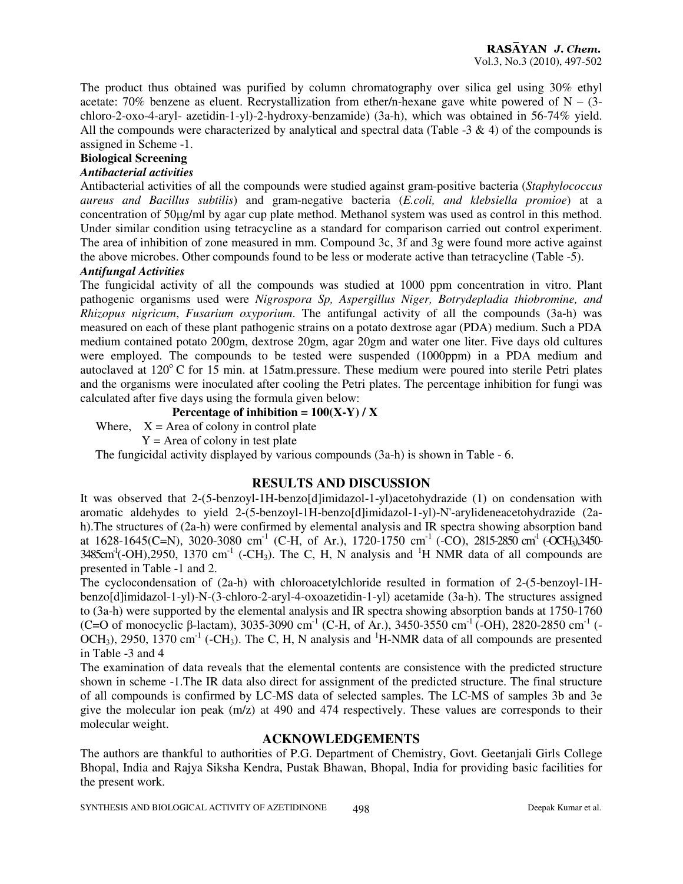The product thus obtained was purified by column chromatography over silica gel using 30% ethyl acetate: 70% benzene as eluent. Recrystallization from ether/n-hexane gave white powered of N – (3-chloro-2-oxo-4-aryl- azetidin-1-yl)-2-hydroxy-benzamide) (3a-h), which was obtained in 56-74% yield. All the compounds were characterized by analytical and spectral data (Table -3 & 4) of the compounds is assigned in Scheme -1.

**Biological Screening**

***Antibacterial activities***

Antibacterial activities of all the compounds were studied against gram-positive bacteria (*Staphylococcus aureus and Bacillus subtilis*) and gram-negative bacteria (*E.coli, and klebsiella promioe*) at a concentration of 50μg/ml by agar cup plate method. Methanol system was used as control in this method. Under similar condition using tetracycline as a standard for comparison carried out control experiment. The area of inhibition of zone measured in mm. Compound 3c, 3f and 3g were found more active against the above microbes. Other compounds found to be less or moderate active than tetracycline (Table -5).

***Antifungal Activities***

The fungicidal activity of all the compounds was studied at 1000 ppm concentration in vitro. Plant pathogenic organisms used were *Nigrospora Sp, Aspergillus Niger, Botrydepladia thiobromine, and Rhizopus nigricum*, *Fusarium oxyporium*. The antifungal activity of all the compounds (3a-h) was measured on each of these plant pathogenic strains on a potato dextrose agar (PDA) medium. Such a PDA medium contained potato 200gm, dextrose 20gm, agar 20gm and water one liter. Five days old cultures were employed. The compounds to be tested were suspended (1000ppm) in a PDA medium and autoclaved at 120$^{o}$ C for 15 min. at 15atm.pressure. These medium were poured into sterile Petri plates and the organisms were inoculated after cooling the Petri plates. The percentage inhibition for fungi was calculated after five days using the formula given below:

$$\textbf{Percentage of inhibition} = 100(X-Y) / X$$

Where, X = Area of colony in control plate

Y = Area of colony in test plate

The fungicidal activity displayed by various compounds (3a-h) is shown in Table - 6.

## RESULTS AND DISCUSSION

It was observed that 2-(5-benzoyl-1H-benzo[d]imidazol-1-yl)acetohydrazide (1) on condensation with aromatic aldehydes to yield 2-(5-benzoyl-1H-benzo[d]imidazol-1-yl)-N'-arylideneacetohydrazide (2a-h).The structures of (2a-h) were confirmed by elemental analysis and IR spectra showing absorption band at 1628-1645(C=N), 3020-3080 cm$^{-1}$ (C-H, of Ar.), 1720-1750 cm$^{-1}$ (-CO), 2815-2850 cm$^{-1}$ (-$OCH_3$),3450-3485cm$^{-1}$(-OH),2950, 1370 cm$^{-1}$ (-$CH_3$). The C, H, N analysis and $^{1}$H NMR data of all compounds are presented in Table -1 and 2.

The cyclocondensation of (2a-h) with chloroacetylchloride resulted in formation of 2-(5-benzoyl-1H-benzo[d]imidazol-1-yl)-N-(3-chloro-2-aryl-4-oxoazetidin-1-yl) acetamide (3a-h). The structures assigned to (3a-h) were supported by the elemental analysis and IR spectra showing absorption bands at 1750-1760 (C=O of monocyclic β-lactam), 3035-3090 cm$^{-1}$ (C-H, of Ar.), 3450-3550 cm$^{-1}$ (-OH), 2820-2850 cm$^{-1}$ (-$OCH_3$), 2950, 1370 cm$^{-1}$ (-$CH_3$). The C, H, N analysis and $^{1}$H-NMR data of all compounds are presented in Table -3 and 4

The examination of data reveals that the elemental contents are consistence with the predicted structure shown in scheme -1.The IR data also direct for assignment of the predicted structure. The final structure of all compounds is confirmed by LC-MS data of selected samples. The LC-MS of samples 3b and 3e give the molecular ion peak (m/z) at 490 and 474 respectively. These values are corresponds to their molecular weight.

## ACKNOWLEDGEMENTS

The authors are thankful to authorities of P.G. Department of Chemistry, Govt. Geetanjali Girls College Bhopal, India and Rajya Siksha Kendra, Pustak Bhawan, Bhopal, India for providing basic facilities for the present work.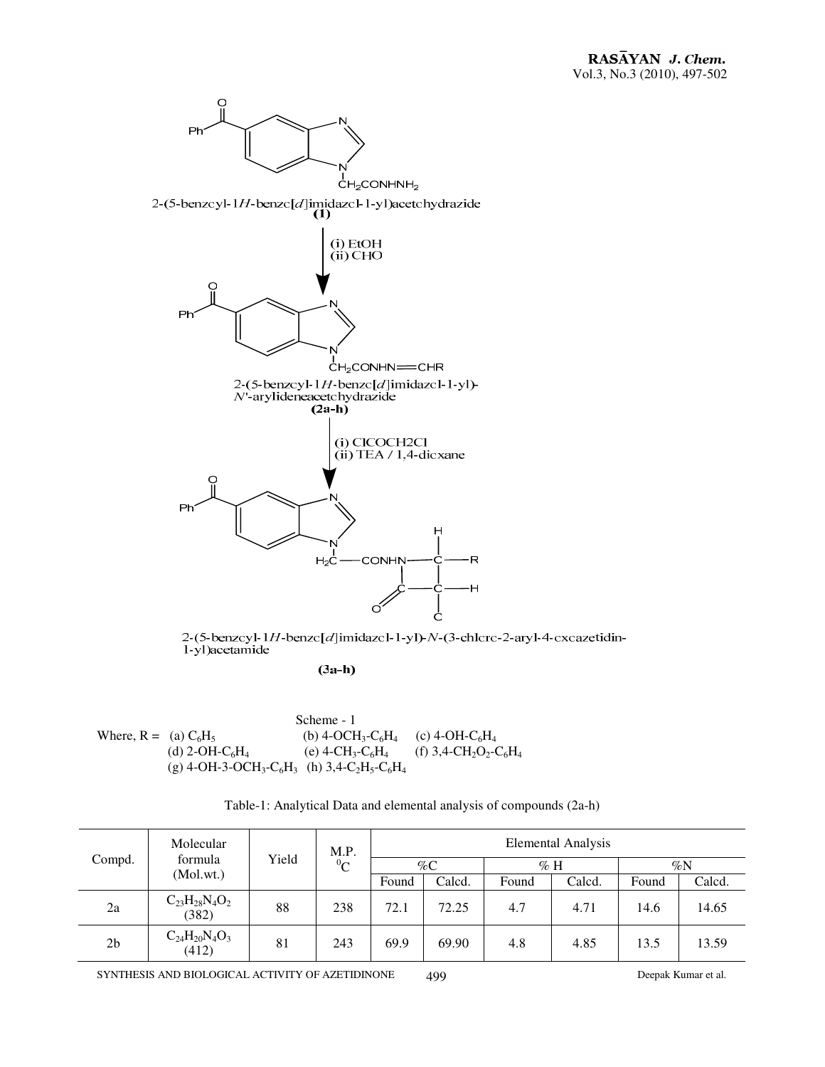2-(5-benzoyl-1*H*-benzo[*d*]imidazol-1-yl)acetohydrazide

**(1)**

(i) EtOH
(ii) CHO

2-(5-benzoyl-1*H*-benzo[*d*]imidazol-1-yl)-*N*'-arylideneacetohydrazide

**(2a-h)**

(i) ClCOCH2Cl
(ii) TEA / 1,4-dioxane

2-(5-benzoyl-1*H*-benzo[*d*]imidazol-1-yl)-*N*-(3-chloro-2-aryl-4-oxoazetidin-1-yl)acetamide

**(3a-h)**

Scheme - 1

Where, R = (a) $C_6H_5$ (b) 4-$OCH_3$-$C_6H_4$ (c) 4-OH-$C_6H_4$
(d) 2-OH-$C_6H_4$ (e) 4-$CH_3$-$C_6H_4$ (f) 3,4-$CH_2O_2$-$C_6H_4$
(g) 4-OH-3-$OCH_3$-$C_6H_3$ (h) 3,4-$C_2H_5$-$C_6H_4$

Table-1: Analytical Data and elemental analysis of compounds (2a-h)

| Compd. | Molecular formula (Mol.wt.) | Yield | M.P. $^0$C | Elemental Analysis | | | | | |
|---|---|---|---|---|---|---|---|---|---|
| | | | | %C | | % H | | %N | |
| | | | | Found | Calcd. | Found | Calcd. | Found | Calcd. |
| 2a | $C_{23}H_{28}N_4O_2$ (382) | 88 | 238 | 72.1 | 72.25 | 4.7 | 4.71 | 14.6 | 14.65 |
| 2b | $C_{24}H_{20}N_4O_3$ (412) | 81 | 243 | 69.9 | 69.90 | 4.8 | 4.85 | 13.5 | 13.59 |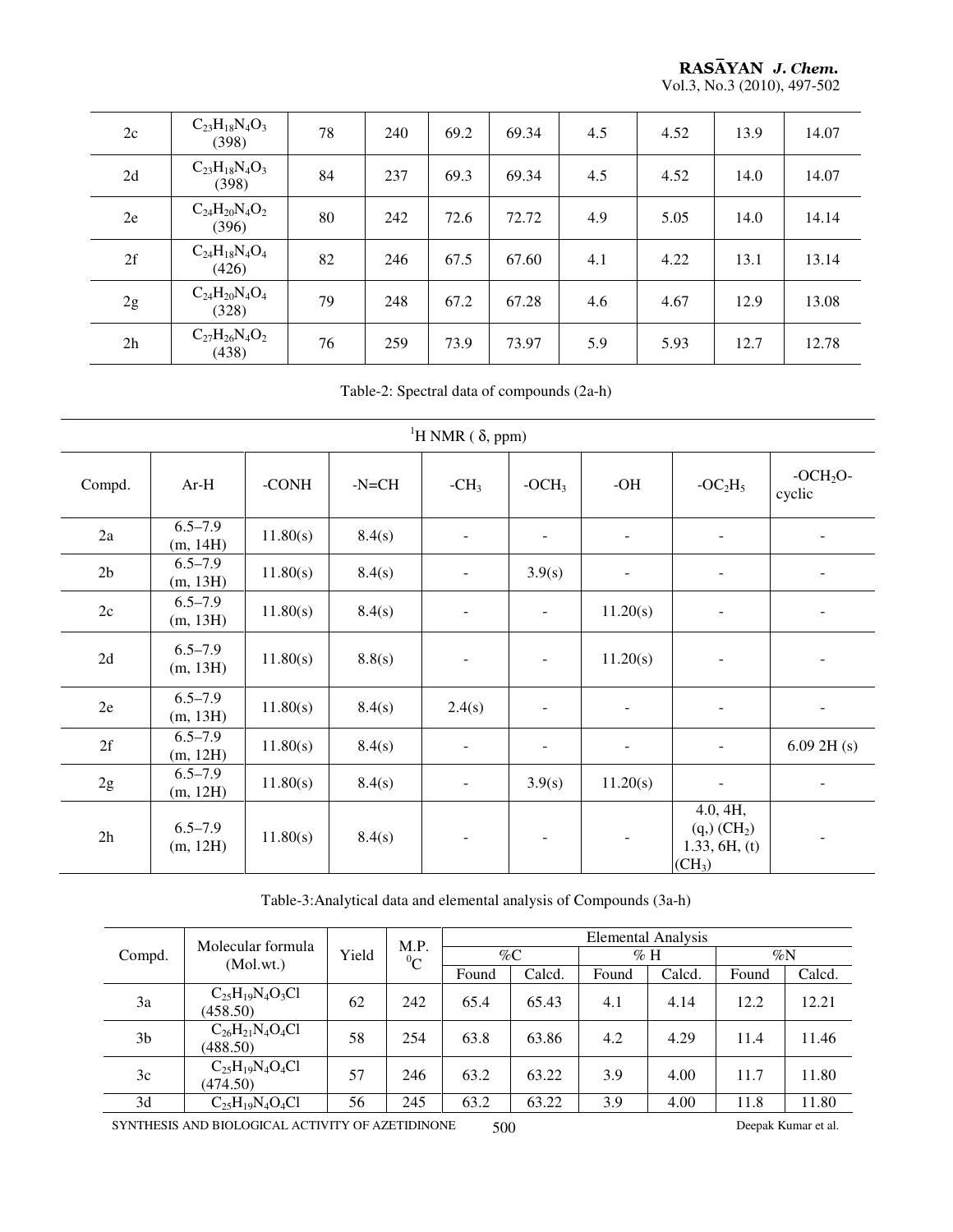| 2c | $C_{23}H_{18}N_4O_3$ (398) | 78 | 240 | 69.2 | 69.34 | 4.5 | 4.52 | 13.9 | 14.07 |
|---|---|---|---|---|---|---|---|---|---|
| 2d | $C_{23}H_{18}N_4O_3$ (398) | 84 | 237 | 69.3 | 69.34 | 4.5 | 4.52 | 14.0 | 14.07 |
| 2e | $C_{24}H_{20}N_4O_2$ (396) | 80 | 242 | 72.6 | 72.72 | 4.9 | 5.05 | 14.0 | 14.14 |
| 2f | $C_{24}H_{18}N_4O_4$ (426) | 82 | 246 | 67.5 | 67.60 | 4.1 | 4.22 | 13.1 | 13.14 |
| 2g | $C_{24}H_{20}N_4O_4$ (328) | 79 | 248 | 67.2 | 67.28 | 4.6 | 4.67 | 12.9 | 13.08 |
| 2h | $C_{27}H_{26}N_4O_2$ (438) | 76 | 259 | 73.9 | 73.97 | 5.9 | 5.93 | 12.7 | 12.78 |

Table-2: Spectral data of compounds (2a-h)

| | $^1$H NMR ( δ, ppm) | | | | | | | |
|---|---|---|---|---|---|---|---|---|
| Compd. | Ar-H | -CONH | -N=CH | $-CH_3$ | $-OCH_3$ | -OH | $-OC_2H_5$ | $-OCH_2O-$ cyclic |
| 2a | 6.5–7.9 (m, 14H) | 11.80(s) | 8.4(s) | - | - | - | - | - |
| 2b | 6.5–7.9 (m, 13H) | 11.80(s) | 8.4(s) | - | 3.9(s) | - | - | - |
| 2c | 6.5–7.9 (m, 13H) | 11.80(s) | 8.4(s) | - | - | 11.20(s) | - | - |
| 2d | 6.5–7.9 (m, 13H) | 11.80(s) | 8.8(s) | - | - | 11.20(s) | - | - |
| 2e | 6.5–7.9 (m, 13H) | 11.80(s) | 8.4(s) | 2.4(s) | - | - | - | - |
| 2f | 6.5–7.9 (m, 12H) | 11.80(s) | 8.4(s) | - | - | - | - | 6.09 2H (s) |
| 2g | 6.5–7.9 (m, 12H) | 11.80(s) | 8.4(s) | - | 3.9(s) | 11.20(s) | - | - |
| 2h | 6.5–7.9 (m, 12H) | 11.80(s) | 8.4(s) | - | - | - | 4.0, 4H, (q,) ($CH_2$) 1.33, 6H, (t) ($CH_3$) | - |

Table-3:Analytical data and elemental analysis of Compounds (3a-h)

| Compd. | Molecular formula (Mol.wt.) | Yield | M.P. $^0$C | Elemental Analysis | | | | | |
|---|---|---|---|---|---|---|---|---|---|
| | | | | %C | | % H | | %N | |
| | | | | Found | Calcd. | Found | Calcd. | Found | Calcd. |
| 3a | $C_{25}H_{19}N_4O_3Cl$ (458.50) | 62 | 242 | 65.4 | 65.43 | 4.1 | 4.14 | 12.2 | 12.21 |
| 3b | $C_{26}H_{21}N_4O_4Cl$ (488.50) | 58 | 254 | 63.8 | 63.86 | 4.2 | 4.29 | 11.4 | 11.46 |
| 3c | $C_{25}H_{19}N_4O_4Cl$ (474.50) | 57 | 246 | 63.2 | 63.22 | 3.9 | 4.00 | 11.7 | 11.80 |
| 3d | $C_{25}H_{19}N_4O_4Cl$ | 56 | 245 | 63.2 | 63.22 | 3.9 | 4.00 | 11.8 | 11.80 |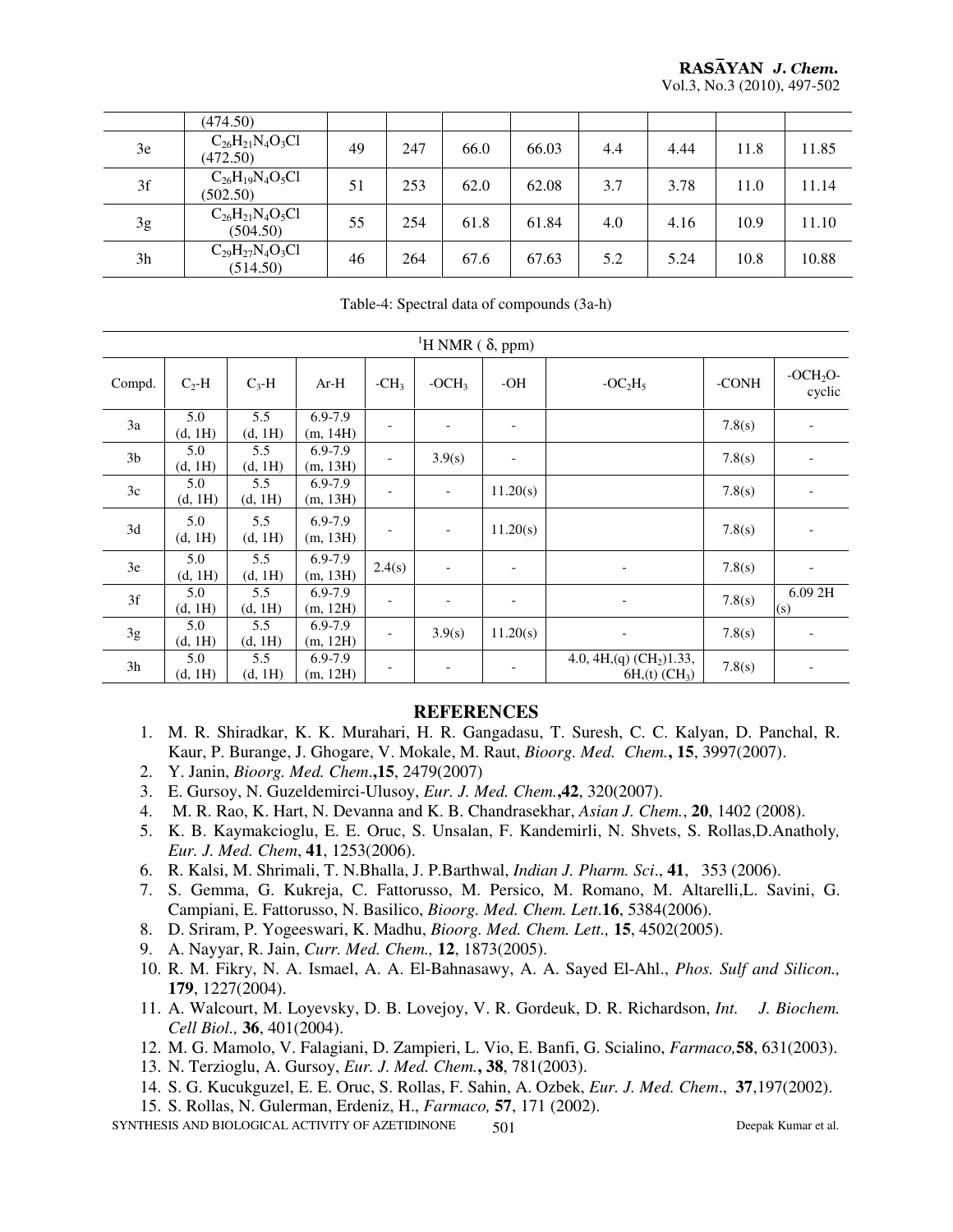| | (474.50) | | | | | | | | |
|---|---|---|---|---|---|---|---|---|---|
| 3e | $C_{26}H_{21}N_4O_3Cl$ (472.50) | 49 | 247 | 66.0 | 66.03 | 4.4 | 4.44 | 11.8 | 11.85 |
| 3f | $C_{26}H_{19}N_4O_5Cl$ (502.50) | 51 | 253 | 62.0 | 62.08 | 3.7 | 3.78 | 11.0 | 11.14 |
| 3g | $C_{26}H_{21}N_4O_5Cl$ (504.50) | 55 | 254 | 61.8 | 61.84 | 4.0 | 4.16 | 10.9 | 11.10 |
| 3h | $C_{29}H_{27}N_4O_3Cl$ (514.50) | 46 | 264 | 67.6 | 67.63 | 5.2 | 5.24 | 10.8 | 10.88 |

Table-4: Spectral data of compounds (3a-h)

| $^1$H NMR ( δ, ppm) | | | | | | | | | |
|---|---|---|---|---|---|---|---|---|---|
| Compd. | $C_2$-H | $C_3$-H | Ar-H | $-CH_3$ | $-OCH_3$ | -OH | $-OC_2H_5$ | -CONH | $-OCH_2O$-cyclic |
| 3a | 5.0 (d, 1H) | 5.5 (d, 1H) | 6.9-7.9 (m, 14H) | - | - | - | | 7.8(s) | - |
| 3b | 5.0 (d, 1H) | 5.5 (d, 1H) | 6.9-7.9 (m, 13H) | - | 3.9(s) | - | | 7.8(s) | - |
| 3c | 5.0 (d, 1H) | 5.5 (d, 1H) | 6.9-7.9 (m, 13H) | - | - | 11.20(s) | | 7.8(s) | - |
| 3d | 5.0 (d, 1H) | 5.5 (d, 1H) | 6.9-7.9 (m, 13H) | - | - | 11.20(s) | | 7.8(s) | - |
| 3e | 5.0 (d, 1H) | 5.5 (d, 1H) | 6.9-7.9 (m, 13H) | 2.4(s) | - | - | - | 7.8(s) | - |
| 3f | 5.0 (d, 1H) | 5.5 (d, 1H) | 6.9-7.9 (m, 12H) | - | - | - | - | 7.8(s) | 6.09 2H (s) |
| 3g | 5.0 (d, 1H) | 5.5 (d, 1H) | 6.9-7.9 (m, 12H) | - | 3.9(s) | 11.20(s) | - | 7.8(s) | - |
| 3h | 5.0 (d, 1H) | 5.5 (d, 1H) | 6.9-7.9 (m, 12H) | - | - | - | 4.0, 4H,(q) ($CH_2$)1.33, 6H,(t) ($CH_3$) | 7.8(s) | - |

## REFERENCES

1. M. R. Shiradkar, K. K. Murahari, H. R. Gangadasu, T. Suresh, C. C. Kalyan, D. Panchal, R. Kaur, P. Burange, J. Ghogare, V. Mokale, M. Raut, *Bioorg. Med. Chem.*, **15**, 3997(2007).
2. Y. Janin, *Bioorg. Med. Chem*.,**15**, 2479(2007)
3. E. Gursoy, N. Guzeldemirci-Ulusoy, *Eur. J. Med. Chem.*,**42**, 320(2007).
4. M. R. Rao, K. Hart, N. Devanna and K. B. Chandrasekhar, *Asian J. Chem.*, **20**, 1402 (2008).
5. K. B. Kaymakcioglu, E. E. Oruc, S. Unsalan, F. Kandemirli, N. Shvets, S. Rollas,D.Anatholy, *Eur. J. Med. Chem*, **41**, 1253(2006).
6. R. Kalsi, M. Shrimali, T. N.Bhalla, J. P.Barthwal, *Indian J. Pharm. Sci*., **41**, 353 (2006).
7. S. Gemma, G. Kukreja, C. Fattorusso, M. Persico, M. Romano, M. Altarelli,L. Savini, G. Campiani, E. Fattorusso, N. Basilico, *Bioorg. Med. Chem. Lett*.**16**, 5384(2006).
8. D. Sriram, P. Yogeeswari, K. Madhu, *Bioorg. Med. Chem. Lett.,* **15**, 4502(2005).
9. A. Nayyar, R. Jain, *Curr. Med. Chem.,* **12**, 1873(2005).
10. R. M. Fikry, N. A. Ismael, A. A. El-Bahnasawy, A. A. Sayed El-Ahl., *Phos. Sulf and Silicon.,* **179**, 1227(2004).
11. A. Walcourt, M. Loyevsky, D. B. Lovejoy, V. R. Gordeuk, D. R. Richardson, *Int. J. Biochem. Cell Biol.,* **36**, 401(2004).
12. M. G. Mamolo, V. Falagiani, D. Zampieri, L. Vio, E. Banfi, G. Scialino, *Farmaco,***58**, 631(2003).
13. N. Terzioglu, A. Gursoy, *Eur. J. Med. Chem.*, **38**, 781(2003).
14. S. G. Kucukguzel, E. E. Oruc, S. Rollas, F. Sahin, A. Ozbek, *Eur. J. Med. Chem*., **37**,197(2002).
15. S. Rollas, N. Gulerman, Erdeniz, H., *Farmaco,* **57**, 171 (2002).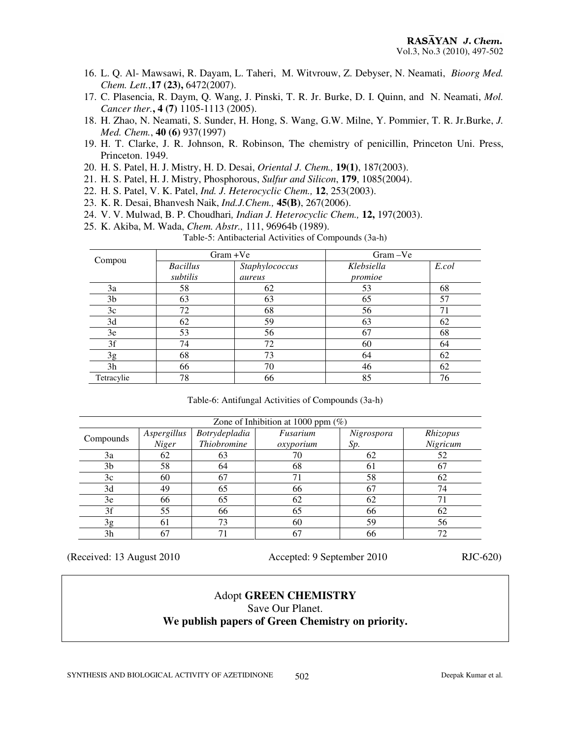16. L. Q. Al- Mawsawi, R. Dayam, L. Taheri, M. Witvrouw, Z. Debyser, N. Neamati, *Bioorg Med. Chem. Lett.*,**17 (23),** 6472(2007).
17. C. Plasencia, R. Daym, Q. Wang, J. Pinski, T. R. Jr. Burke, D. I. Quinn, and N. Neamati, *Mol. Cancer ther.*, **4 (7)** 1105-1113 (2005).
18. H. Zhao, N. Neamati, S. Sunder, H. Hong, S. Wang, G.W. Milne, Y. Pommier, T. R. Jr.Burke, *J. Med. Chem.*, **40 (6)** 937(1997)
19. H. T. Clarke, J. R. Johnson, R. Robinson, The chemistry of penicillin, Princeton Uni. Press, Princeton. 1949.
20. H. S. Patel, H. J. Mistry, H. D. Desai, *Oriental J. Chem.,* **19(1)**, 187(2003).
21. H. S. Patel, H. J. Mistry, Phosphorous, *Sulfur and Silicon*, **179**, 1085(2004).
22. H. S. Patel, V. K. Patel, *Ind. J. Heterocyclic Chem.,* **12**, 253(2003).
23. K. R. Desai, Bhanvesh Naik, *Ind.J.Chem.,* **45(B)**, 267(2006).
24. V. V. Mulwad, B. P. Choudhari*, Indian J. Heterocyclic Chem.,* **12,** 197(2003).
25. K. Akiba, M. Wada, *Chem. Abstr.,* 111, 96964b (1989).

Table-5: Antibacterial Activities of Compounds (3a-h)

| Compou | Gram +Ve | | Gram –Ve | |
|---|---|---|---|---|
| | *Bacillus subtilis* | *Staphylococcus aureus* | *Klebsiella promioe* | *E.col* |
| 3a | 58 | 62 | 53 | 68 |
| 3b | 63 | 63 | 65 | 57 |
| 3c | 72 | 68 | 56 | 71 |
| 3d | 62 | 59 | 63 | 62 |
| 3e | 53 | 56 | 67 | 68 |
| 3f | 74 | 72 | 60 | 64 |
| 3g | 68 | 73 | 64 | 62 |
| 3h | 66 | 70 | 46 | 62 |
| Tetracylie | 78 | 66 | 85 | 76 |

Table-6: Antifungal Activities of Compounds (3a-h)

| Compounds | Zone of Inhibition at 1000 ppm (%) | | | | |
|---|---|---|---|---|---|
| | *Aspergillus Niger* | *Botrydepladia Thiobromine* | *Fusarium oxyporium* | *Nigrospora Sp.* | *Rhizopus Nigricum* |
| 3a | 62 | 63 | 70 | 62 | 52 |
| 3b | 58 | 64 | 68 | 61 | 67 |
| 3c | 60 | 67 | 71 | 58 | 62 |
| 3d | 49 | 65 | 66 | 67 | 74 |
| 3e | 66 | 65 | 62 | 62 | 71 |
| 3f | 55 | 66 | 65 | 66 | 62 |
| 3g | 61 | 73 | 60 | 59 | 56 |
| 3h | 67 | 71 | 67 | 66 | 72 |

(Received: 13 August 2010 Accepted: 9 September 2010 RJC-620)

Adopt **GREEN CHEMISTRY**
Save Our Planet.
**We publish papers of Green Chemistry on priority.**